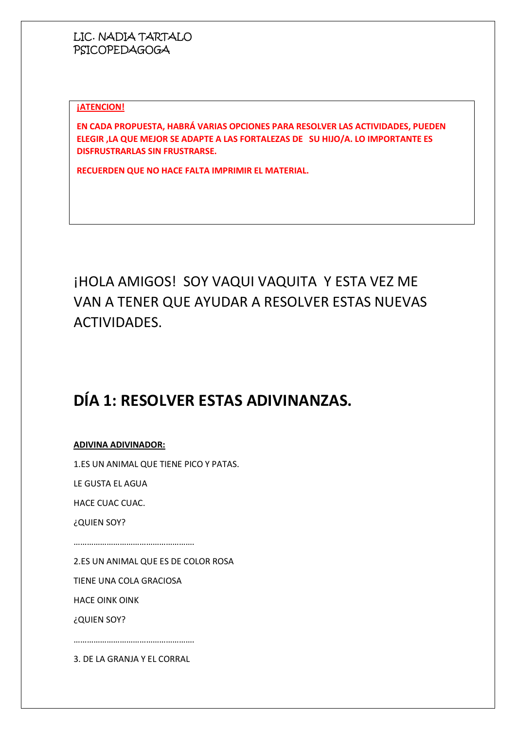LIC. NADIA TARTALO
PSICOPEDAGOGA

**¡ATENCION!**

**EN CADA PROPUESTA, HABRÁ VARIAS OPCIONES PARA RESOLVER LAS ACTIVIDADES, PUEDEN ELEGIR ,LA QUE MEJOR SE ADAPTE A LAS FORTALEZAS DE SU HIJO/A. LO IMPORTANTE ES DISFRUSTRARLAS SIN FRUSTRARSE.**

**RECUERDEN QUE NO HACE FALTA IMPRIMIR EL MATERIAL.**

¡HOLA AMIGOS! SOY VAQUI VAQUITA Y ESTA VEZ ME VAN A TENER QUE AYUDAR A RESOLVER ESTAS NUEVAS ACTIVIDADES.

# DÍA 1: RESOLVER ESTAS ADIVINANZAS.

**ADIVINA ADIVINADOR:**

1.ES UN ANIMAL QUE TIENE PICO Y PATAS.

LE GUSTA EL AGUA

HACE CUAC CUAC.

¿QUIEN SOY?

………………………………………………

2.ES UN ANIMAL QUE ES DE COLOR ROSA

TIENE UNA COLA GRACIOSA

HACE OINK OINK

¿QUIEN SOY?

………………………………………………

3. DE LA GRANJA Y EL CORRAL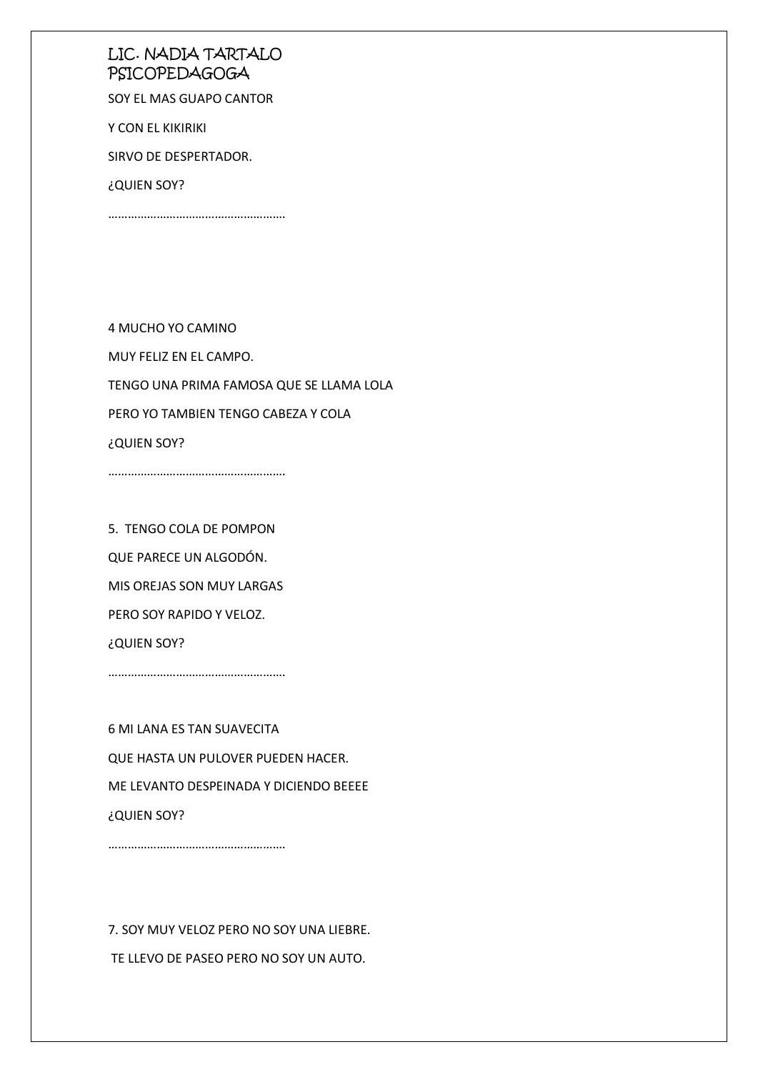LIC. NADIA TARTALO
PSICOPEDAGOGA

SOY EL MAS GUAPO CANTOR

Y CON EL KIKIRIKI

SIRVO DE DESPERTADOR.

¿QUIEN SOY?

……………………………………………….

4 MUCHO YO CAMINO

MUY FELIZ EN EL CAMPO.

TENGO UNA PRIMA FAMOSA QUE SE LLAMA LOLA

PERO YO TAMBIEN TENGO CABEZA Y COLA

¿QUIEN SOY?

……………………………………………….

5. TENGO COLA DE POMPON

QUE PARECE UN ALGODÓN.

MIS OREJAS SON MUY LARGAS

PERO SOY RAPIDO Y VELOZ.

¿QUIEN SOY?

……………………………………………….

6 MI LANA ES TAN SUAVECITA

QUE HASTA UN PULOVER PUEDEN HACER.

ME LEVANTO DESPEINADA Y DICIENDO BEEEE

¿QUIEN SOY?

……………………………………………….

7. SOY MUY VELOZ PERO NO SOY UNA LIEBRE.

TE LLEVO DE PASEO PERO NO SOY UN AUTO.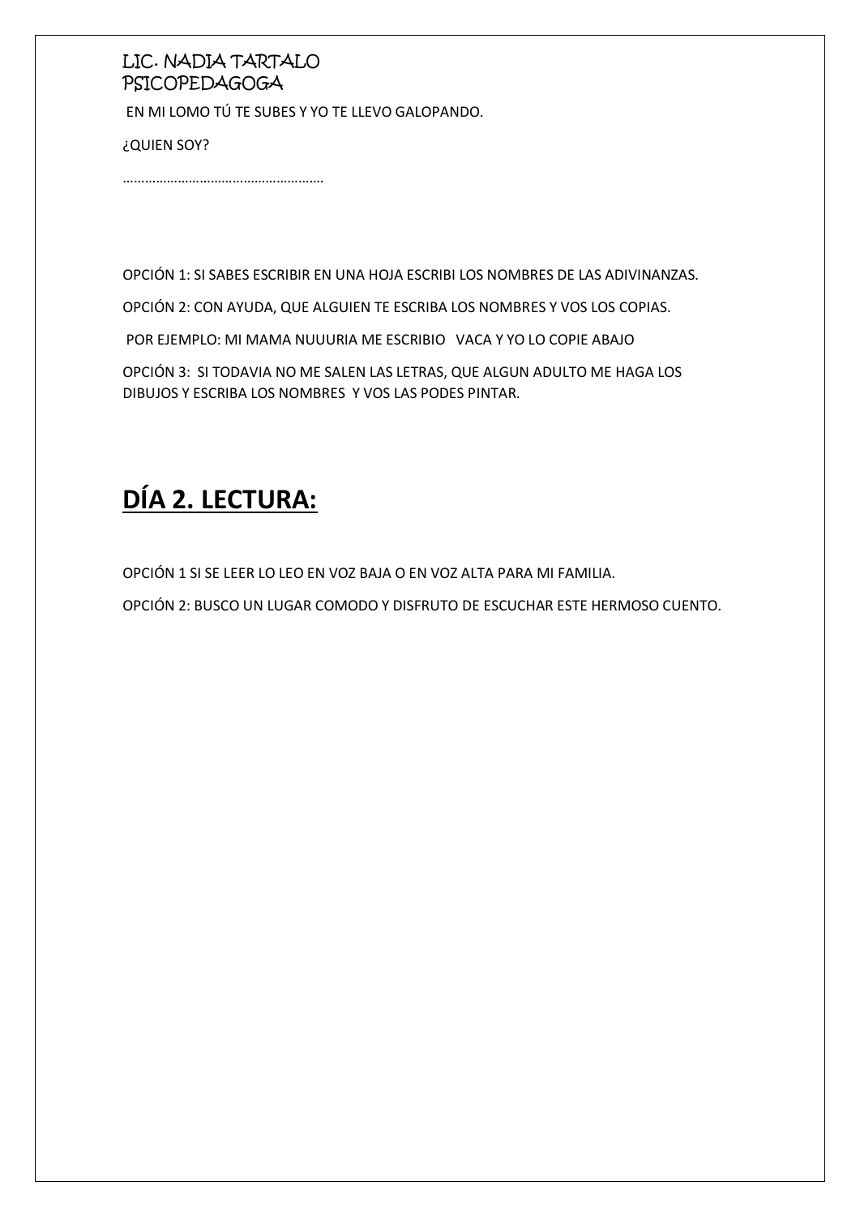LIC. NADIA TARTALO
PSICOPEDAGOGA

EN MI LOMO TÚ TE SUBES Y YO TE LLEVO GALOPANDO.

¿QUIEN SOY?

………………………………………………

OPCIÓN 1: SI SABES ESCRIBIR EN UNA HOJA ESCRIBI LOS NOMBRES DE LAS ADIVINANZAS.

OPCIÓN 2: CON AYUDA, QUE ALGUIEN TE ESCRIBA LOS NOMBRES Y VOS LOS COPIAS.

POR EJEMPLO: MI MAMA NUUURIA ME ESCRIBIO VACA Y YO LO COPIE ABAJO

OPCIÓN 3: SI TODAVIA NO ME SALEN LAS LETRAS, QUE ALGUN ADULTO ME HAGA LOS DIBUJOS Y ESCRIBA LOS NOMBRES Y VOS LAS PODES PINTAR.

## **DÍA 2. LECTURA:**

OPCIÓN 1 SI SE LEER LO LEO EN VOZ BAJA O EN VOZ ALTA PARA MI FAMILIA.

OPCIÓN 2: BUSCO UN LUGAR COMODO Y DISFRUTO DE ESCUCHAR ESTE HERMOSO CUENTO.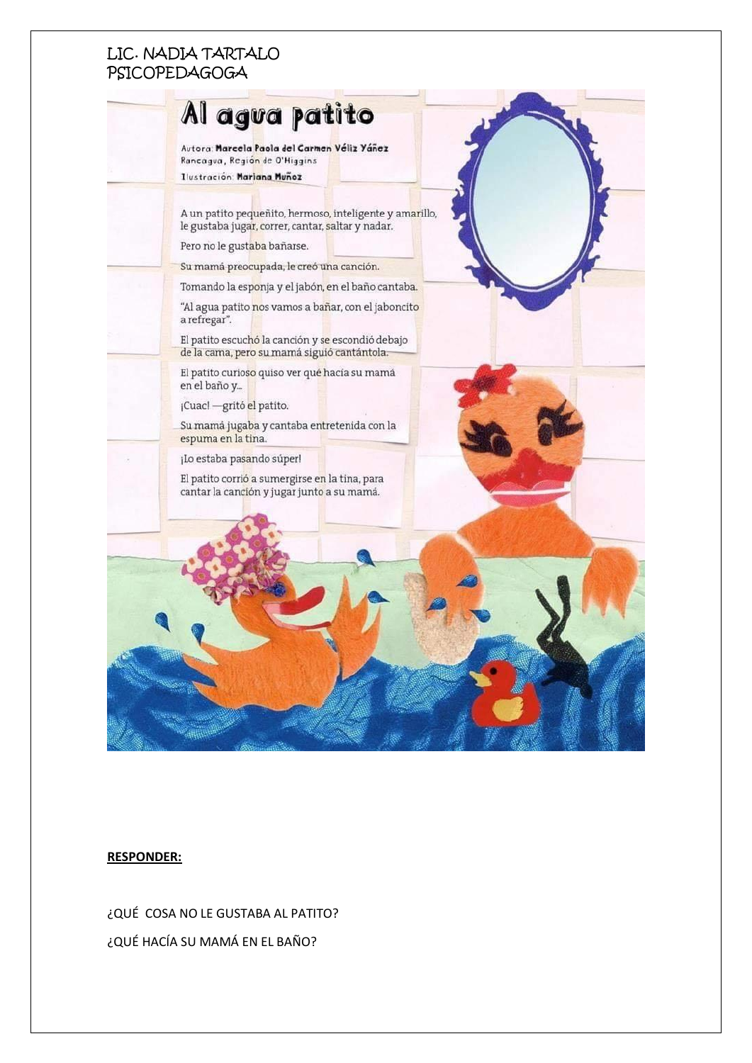LIC. NADIA TARTALO
PSICOPEDAGOGA

# Al agua patito

Autora: **Marcela Paola del Carmen Véliz Yáñez**
Rancagua, Región de O'Higgins
Ilustración: **Mariana Muñoz**

A un patito pequeñito, hermoso, inteligente y amarillo, le gustaba jugar, correr, cantar, saltar y nadar.

Pero no le gustaba bañarse.

Su mamá preocupada, le creó una canción.

Tomando la esponja y el jabón, en el baño cantaba.

"Al agua patito nos vamos a bañar, con el jaboncito a refregar".

El patito escuchó la canción y se escondió debajo de la cama, pero su mamá siguió cantántola.

El patito curioso quiso ver qué hacía su mamá en el baño y...

¡Cuac! —gritó el patito.

Su mamá jugaba y cantaba entretenida con la espuma en la tina.

¡Lo estaba pasando súper!

El patito corrió a sumergirse en la tina, para cantar la canción y jugar junto a su mamá.

**RESPONDER:**

¿QUÉ COSA NO LE GUSTABA AL PATITO?

¿QUÉ HACÍA SU MAMÁ EN EL BAÑO?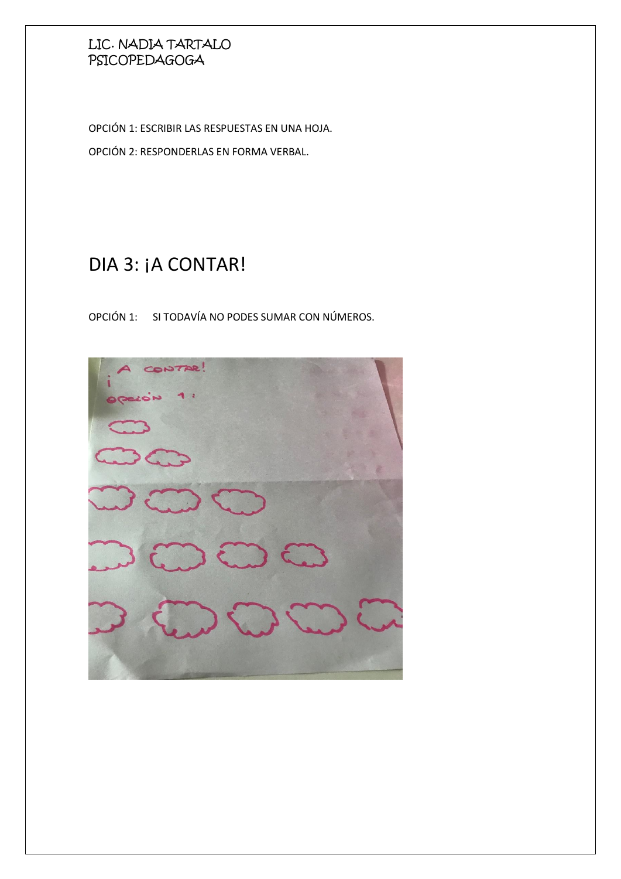LIC. NADIA TARTALO
PSICOPEDAGOGA

OPCIÓN 1: ESCRIBIR LAS RESPUESTAS EN UNA HOJA.

OPCIÓN 2: RESPONDERLAS EN FORMA VERBAL.

# DIA 3: ¡A CONTAR!

OPCIÓN 1: SI TODAVÍA NO PODES SUMAR CON NÚMEROS.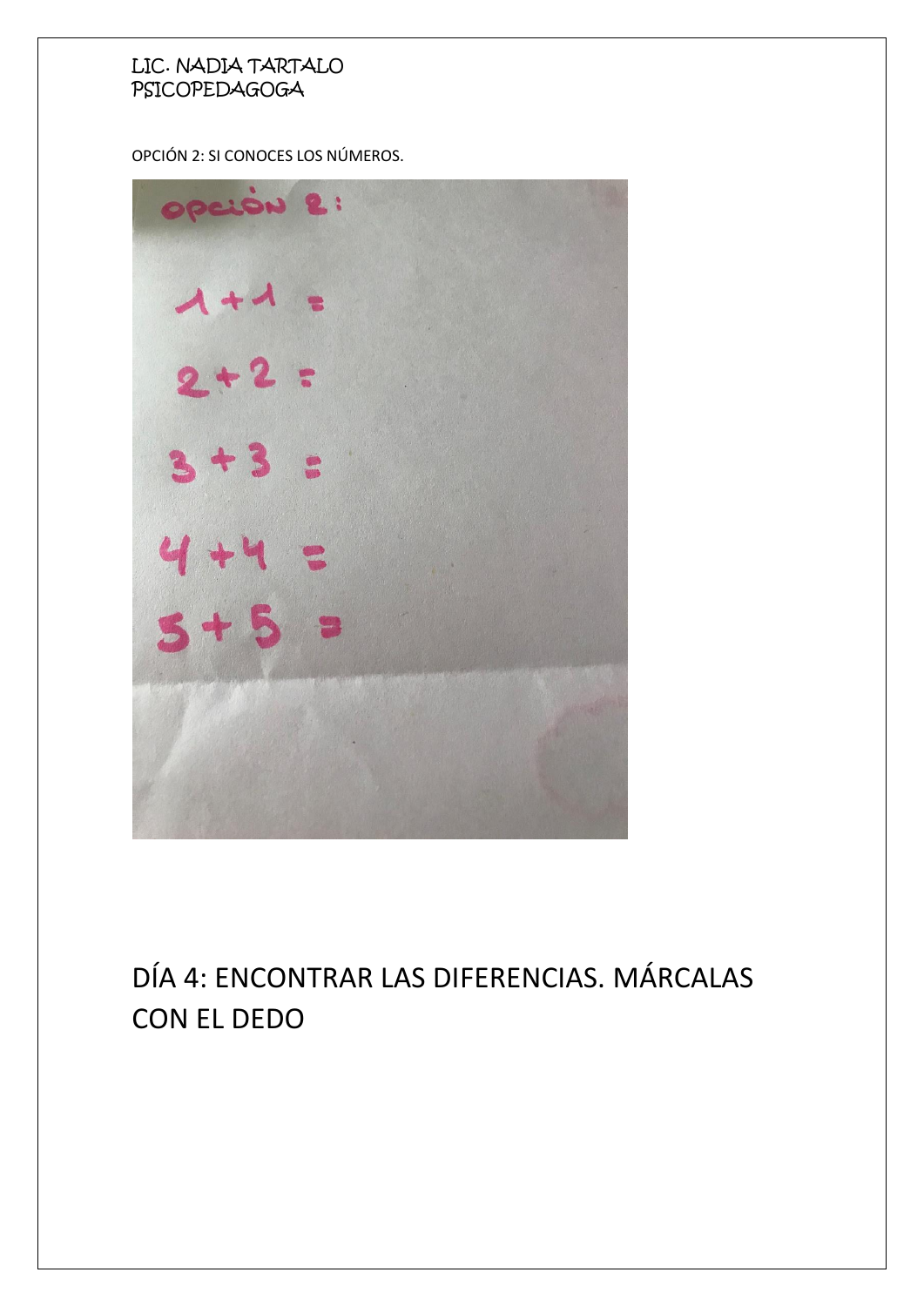OPCIÓN 2: SI CONOCES LOS NÚMEROS.

opción 2:

$1 + 1 =$

$2 + 2 =$

$3 + 3 =$

$4 + 4 =$

$5 + 5 =$

# DÍA 4: ENCONTRAR LAS DIFERENCIAS. MÁRCALAS CON EL DEDO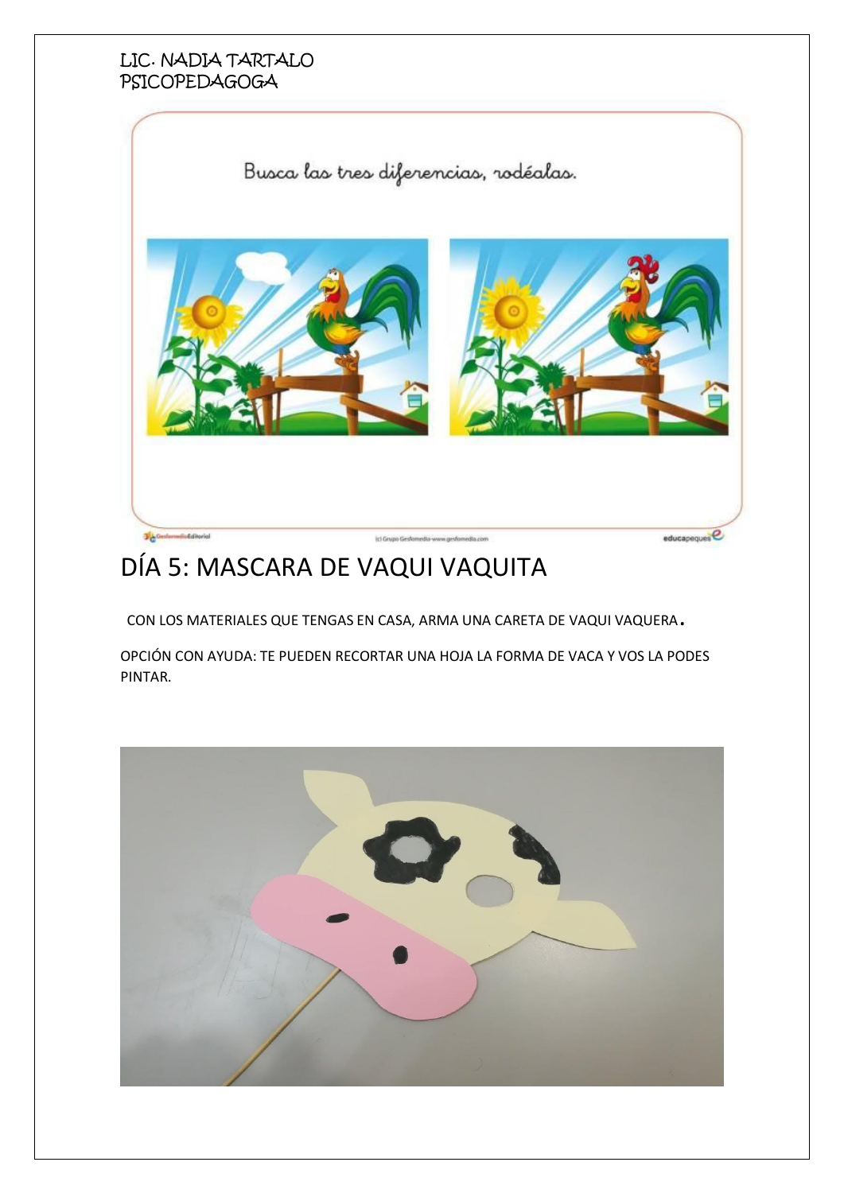LIC. NADIA TARTALO
PSICOPEDAGOGA

Busca las tres diferencias, rodéalas.

# DÍA 5: MASCARA DE VAQUI VAQUITA

CON LOS MATERIALES QUE TENGAS EN CASA, ARMA UNA CARETA DE VAQUI VAQUERA.

OPCIÓN CON AYUDA: TE PUEDEN RECORTAR UNA HOJA LA FORMA DE VACA Y VOS LA PODES PINTAR.